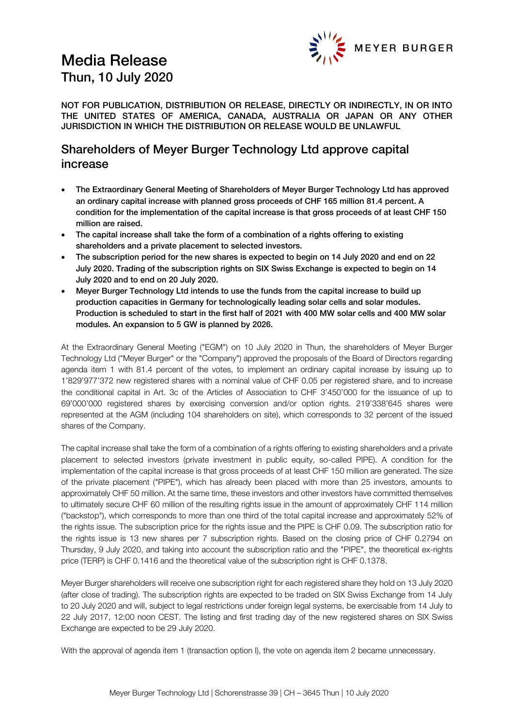# Media Release

Thun, 10 July 2020

MEYER BURGER

**NOT FOR PUBLICATION, DISTRIBUTION OR RELEASE, DIRECTLY OR INDIRECTLY, IN OR INTO THE UNITED STATES OF AMERICA, CANADA, AUSTRALIA OR JAPAN OR ANY OTHER JURISDICTION IN WHICH THE DISTRIBUTION OR RELEASE WOULD BE UNLAWFUL**

## Shareholders of Meyer Burger Technology Ltd approve capital increase

- **The Extraordinary General Meeting of Shareholders of Meyer Burger Technology Ltd has approved an ordinary capital increase with planned gross proceeds of CHF 165 million 81.4 percent. A condition for the implementation of the capital increase is that gross proceeds of at least CHF 150 million are raised.**
- **The capital increase shall take the form of a combination of a rights offering to existing shareholders and a private placement to selected investors.**
- **The subscription period for the new shares is expected to begin on 14 July 2020 and end on 22 July 2020. Trading of the subscription rights on SIX Swiss Exchange is expected to begin on 14 July 2020 and to end on 20 July 2020.**
- **Meyer Burger Technology Ltd intends to use the funds from the capital increase to build up production capacities in Germany for technologically leading solar cells and solar modules. Production is scheduled to start in the first half of 2021 with 400 MW solar cells and 400 MW solar modules. An expansion to 5 GW is planned by 2026.**

At the Extraordinary General Meeting ("EGM") on 10 July 2020 in Thun, the shareholders of Meyer Burger Technology Ltd ("Meyer Burger" or the "Company") approved the proposals of the Board of Directors regarding agenda item 1 with 81.4 percent of the votes, to implement an ordinary capital increase by issuing up to 1'829'977'372 new registered shares with a nominal value of CHF 0.05 per registered share, and to increase the conditional capital in Art. 3c of the Articles of Association to CHF 3'450'000 for the issuance of up to 69'000'000 registered shares by exercising conversion and/or option rights. 219'338'645 shares were represented at the AGM (including 104 shareholders on site), which corresponds to 32 percent of the issued shares of the Company.

The capital increase shall take the form of a combination of a rights offering to existing shareholders and a private placement to selected investors (private investment in public equity, so-called PIPE). A condition for the implementation of the capital increase is that gross proceeds of at least CHF 150 million are generated. The size of the private placement ("PIPE"), which has already been placed with more than 25 investors, amounts to approximately CHF 50 million. At the same time, these investors and other investors have committed themselves to ultimately secure CHF 60 million of the resulting rights issue in the amount of approximately CHF 114 million ("backstop"), which corresponds to more than one third of the total capital increase and approximately 52% of the rights issue. The subscription price for the rights issue and the PIPE is CHF 0.09. The subscription ratio for the rights issue is 13 new shares per 7 subscription rights. Based on the closing price of CHF 0.2794 on Thursday, 9 July 2020, and taking into account the subscription ratio and the "PIPE", the theoretical ex-rights price (TERP) is CHF 0.1416 and the theoretical value of the subscription right is CHF 0.1378.

Meyer Burger shareholders will receive one subscription right for each registered share they hold on 13 July 2020 (after close of trading). The subscription rights are expected to be traded on SIX Swiss Exchange from 14 July to 20 July 2020 and will, subject to legal restrictions under foreign legal systems, be exercisable from 14 July to 22 July 2017, 12:00 noon CEST. The listing and first trading day of the new registered shares on SIX Swiss Exchange are expected to be 29 July 2020.

With the approval of agenda item 1 (transaction option I), the vote on agenda item 2 became unnecessary.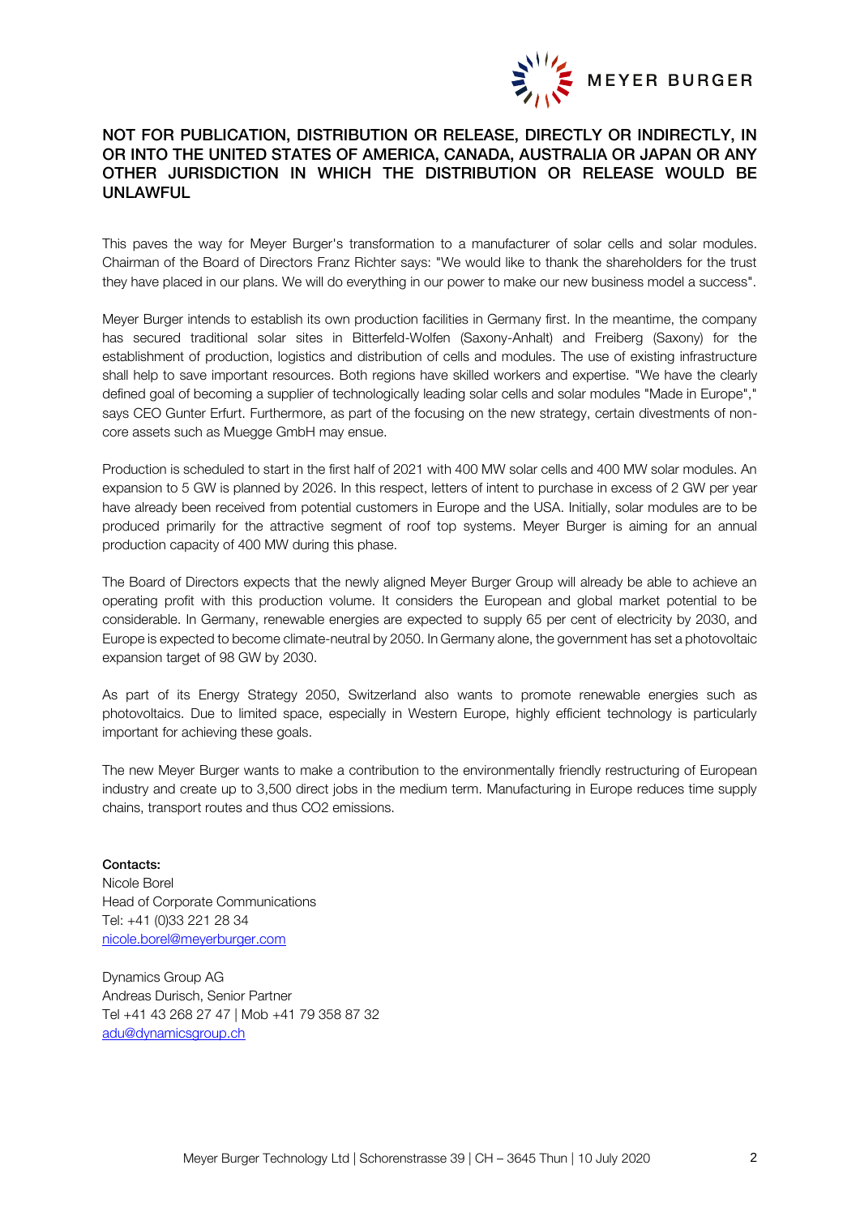**NOT FOR PUBLICATION, DISTRIBUTION OR RELEASE, DIRECTLY OR INDIRECTLY, IN OR INTO THE UNITED STATES OF AMERICA, CANADA, AUSTRALIA OR JAPAN OR ANY OTHER JURISDICTION IN WHICH THE DISTRIBUTION OR RELEASE WOULD BE UNLAWFUL**

This paves the way for Meyer Burger's transformation to a manufacturer of solar cells and solar modules. Chairman of the Board of Directors Franz Richter says: "We would like to thank the shareholders for the trust they have placed in our plans. We will do everything in our power to make our new business model a success".

Meyer Burger intends to establish its own production facilities in Germany first. In the meantime, the company has secured traditional solar sites in Bitterfeld-Wolfen (Saxony-Anhalt) and Freiberg (Saxony) for the establishment of production, logistics and distribution of cells and modules. The use of existing infrastructure shall help to save important resources. Both regions have skilled workers and expertise. "We have the clearly defined goal of becoming a supplier of technologically leading solar cells and solar modules "Made in Europe"," says CEO Gunter Erfurt. Furthermore, as part of the focusing on the new strategy, certain divestments of non-core assets such as Muegge GmbH may ensue.

Production is scheduled to start in the first half of 2021 with 400 MW solar cells and 400 MW solar modules. An expansion to 5 GW is planned by 2026. In this respect, letters of intent to purchase in excess of 2 GW per year have already been received from potential customers in Europe and the USA. Initially, solar modules are to be produced primarily for the attractive segment of roof top systems. Meyer Burger is aiming for an annual production capacity of 400 MW during this phase.

The Board of Directors expects that the newly aligned Meyer Burger Group will already be able to achieve an operating profit with this production volume. It considers the European and global market potential to be considerable. In Germany, renewable energies are expected to supply 65 per cent of electricity by 2030, and Europe is expected to become climate-neutral by 2050. In Germany alone, the government has set a photovoltaic expansion target of 98 GW by 2030.

As part of its Energy Strategy 2050, Switzerland also wants to promote renewable energies such as photovoltaics. Due to limited space, especially in Western Europe, highly efficient technology is particularly important for achieving these goals.

The new Meyer Burger wants to make a contribution to the environmentally friendly restructuring of European industry and create up to 3,500 direct jobs in the medium term. Manufacturing in Europe reduces time supply chains, transport routes and thus $CO_2$ emissions.

**Contacts:**
Nicole Borel
Head of Corporate Communications
Tel: +41 (0)33 221 28 34
nicole.borel@meyerburger.com

Dynamics Group AG
Andreas Durisch, Senior Partner
Tel +41 43 268 27 47 | Mob +41 79 358 87 32
adu@dynamicsgroup.ch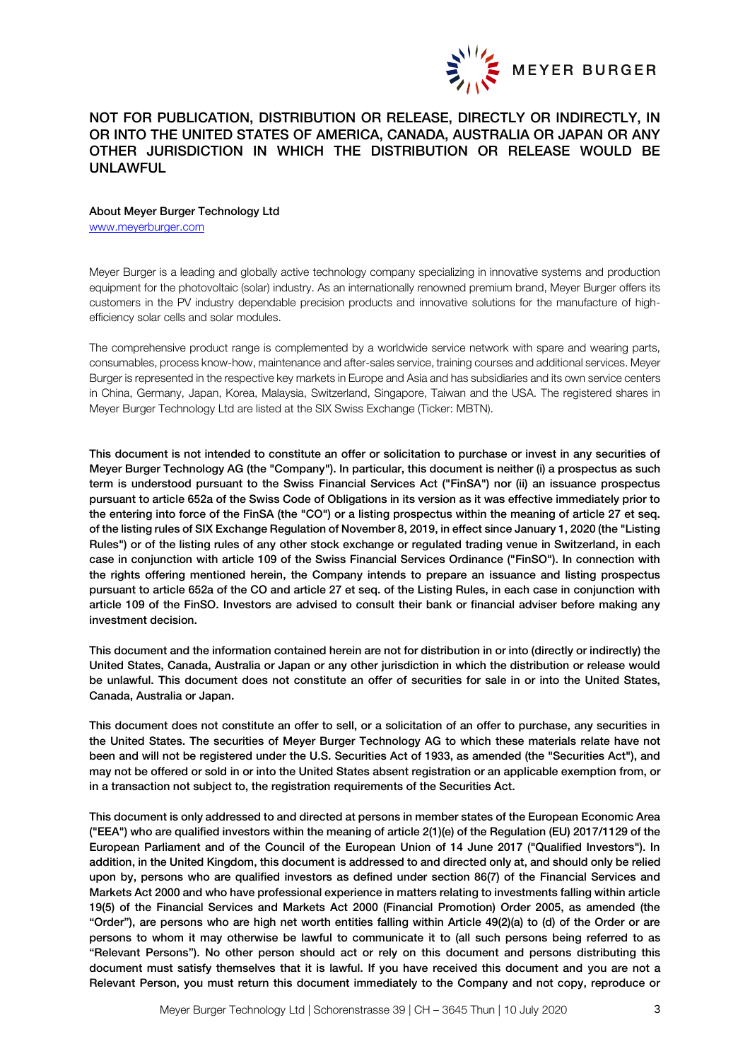NOT FOR PUBLICATION, DISTRIBUTION OR RELEASE, DIRECTLY OR INDIRECTLY, IN OR INTO THE UNITED STATES OF AMERICA, CANADA, AUSTRALIA OR JAPAN OR ANY OTHER JURISDICTION IN WHICH THE DISTRIBUTION OR RELEASE WOULD BE UNLAWFUL

**About Meyer Burger Technology Ltd**
www.meyerburger.com

Meyer Burger is a leading and globally active technology company specializing in innovative systems and production equipment for the photovoltaic (solar) industry. As an internationally renowned premium brand, Meyer Burger offers its customers in the PV industry dependable precision products and innovative solutions for the manufacture of high-efficiency solar cells and solar modules.

The comprehensive product range is complemented by a worldwide service network with spare and wearing parts, consumables, process know-how, maintenance and after-sales service, training courses and additional services. Meyer Burger is represented in the respective key markets in Europe and Asia and has subsidiaries and its own service centers in China, Germany, Japan, Korea, Malaysia, Switzerland, Singapore, Taiwan and the USA. The registered shares in Meyer Burger Technology Ltd are listed at the SIX Swiss Exchange (Ticker: MBTN).

**This document is not intended to constitute an offer or solicitation to purchase or invest in any securities of Meyer Burger Technology AG (the "Company"). In particular, this document is neither (i) a prospectus as such term is understood pursuant to the Swiss Financial Services Act ("FinSA") nor (ii) an issuance prospectus pursuant to article 652a of the Swiss Code of Obligations in its version as it was effective immediately prior to the entering into force of the FinSA (the "CO") or a listing prospectus within the meaning of article 27 et seq. of the listing rules of SIX Exchange Regulation of November 8, 2019, in effect since January 1, 2020 (the "Listing Rules") or of the listing rules of any other stock exchange or regulated trading venue in Switzerland, in each case in conjunction with article 109 of the Swiss Financial Services Ordinance ("FinSO"). In connection with the rights offering mentioned herein, the Company intends to prepare an issuance and listing prospectus pursuant to article 652a of the CO and article 27 et seq. of the Listing Rules, in each case in conjunction with article 109 of the FinSO. Investors are advised to consult their bank or financial adviser before making any investment decision.**

**This document and the information contained herein are not for distribution in or into (directly or indirectly) the United States, Canada, Australia or Japan or any other jurisdiction in which the distribution or release would be unlawful. This document does not constitute an offer of securities for sale in or into the United States, Canada, Australia or Japan.**

**This document does not constitute an offer to sell, or a solicitation of an offer to purchase, any securities in the United States. The securities of Meyer Burger Technology AG to which these materials relate have not been and will not be registered under the U.S. Securities Act of 1933, as amended (the "Securities Act"), and may not be offered or sold in or into the United States absent registration or an applicable exemption from, or in a transaction not subject to, the registration requirements of the Securities Act.**

**This document is only addressed to and directed at persons in member states of the European Economic Area ("EEA") who are qualified investors within the meaning of article 2(1)(e) of the Regulation (EU) 2017/1129 of the European Parliament and of the Council of the European Union of 14 June 2017 ("Qualified Investors"). In addition, in the United Kingdom, this document is addressed to and directed only at, and should only be relied upon by, persons who are qualified investors as defined under section 86(7) of the Financial Services and Markets Act 2000 and who have professional experience in matters relating to investments falling within article 19(5) of the Financial Services and Markets Act 2000 (Financial Promotion) Order 2005, as amended (the "Order"), are persons who are high net worth entities falling within Article 49(2)(a) to (d) of the Order or are persons to whom it may otherwise be lawful to communicate it to (all such persons being referred to as "Relevant Persons"). No other person should act or rely on this document and persons distributing this document must satisfy themselves that it is lawful. If you have received this document and you are not a Relevant Person, you must return this document immediately to the Company and not copy, reproduce or**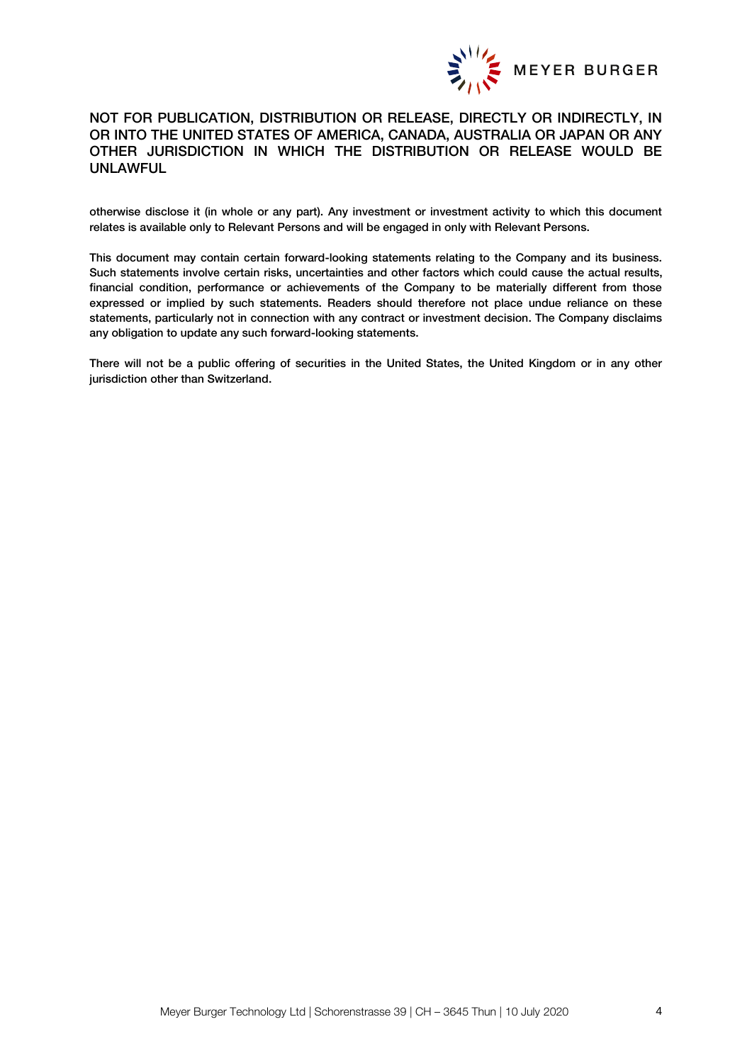NOT FOR PUBLICATION, DISTRIBUTION OR RELEASE, DIRECTLY OR INDIRECTLY, IN OR INTO THE UNITED STATES OF AMERICA, CANADA, AUSTRALIA OR JAPAN OR ANY OTHER JURISDICTION IN WHICH THE DISTRIBUTION OR RELEASE WOULD BE UNLAWFUL

otherwise disclose it (in whole or any part). Any investment or investment activity to which this document relates is available only to Relevant Persons and will be engaged in only with Relevant Persons.

This document may contain certain forward-looking statements relating to the Company and its business. Such statements involve certain risks, uncertainties and other factors which could cause the actual results, financial condition, performance or achievements of the Company to be materially different from those expressed or implied by such statements. Readers should therefore not place undue reliance on these statements, particularly not in connection with any contract or investment decision. The Company disclaims any obligation to update any such forward-looking statements.

There will not be a public offering of securities in the United States, the United Kingdom or in any other jurisdiction other than Switzerland.